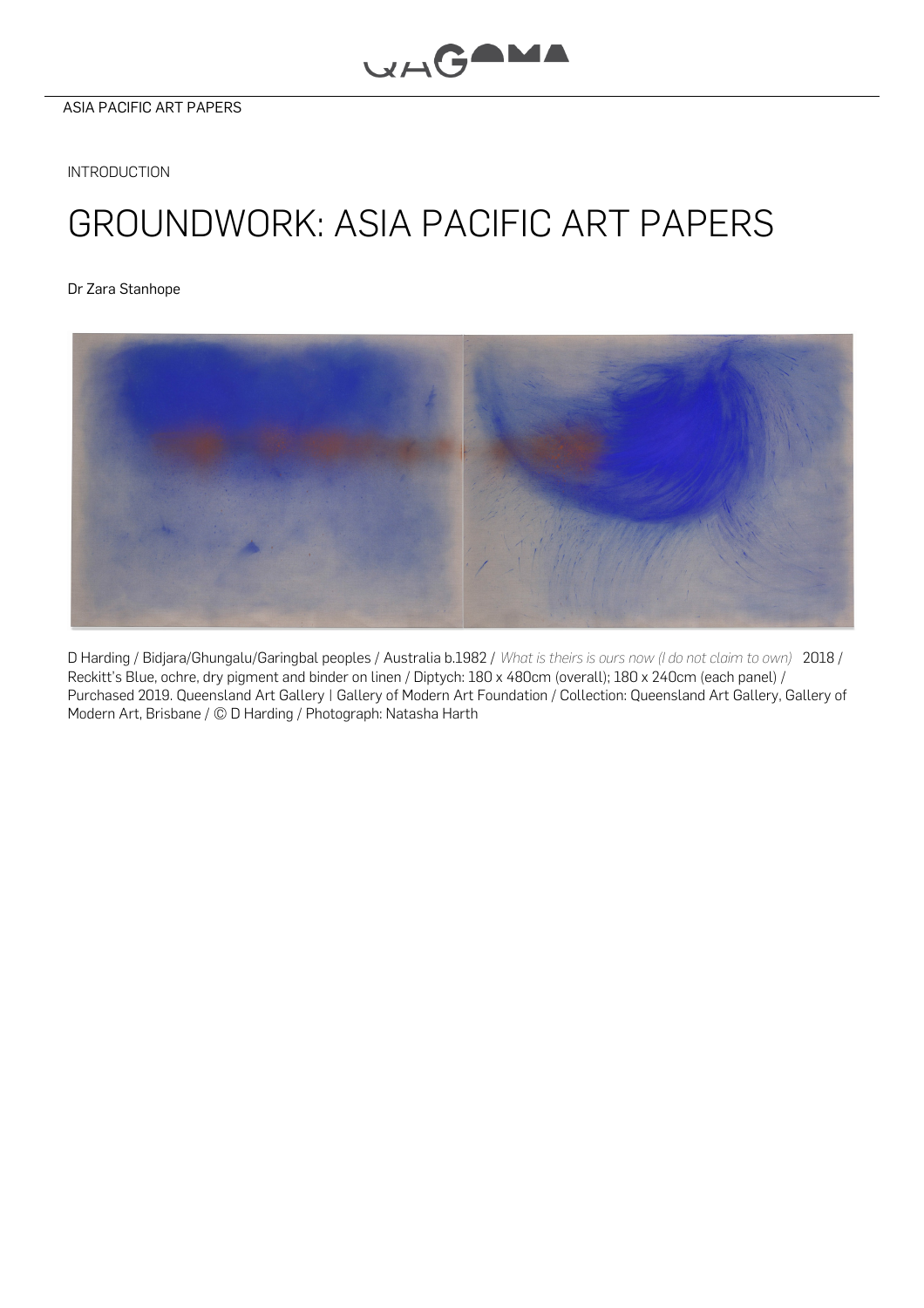ASIA PACIFIC ART PAPERS

INTRODUCTION

# GROUNDWORK: ASIA PACIFIC ART PAPERS

Dr Zara Stanhope

D Harding / Bidjara/Ghungalu/Garingbal peoples / Australia b.1982 / *What is theirs is ours now (I do not claim to own)* 2018 / Reckitt's Blue, ochre, dry pigment and binder on linen / Diptych: 180 x 480cm (overall); 180 x 240cm (each panel) / Purchased 2019. Queensland Art Gallery | Gallery of Modern Art Foundation / Collection: Queensland Art Gallery, Gallery of Modern Art, Brisbane / © D Harding / Photograph: Natasha Harth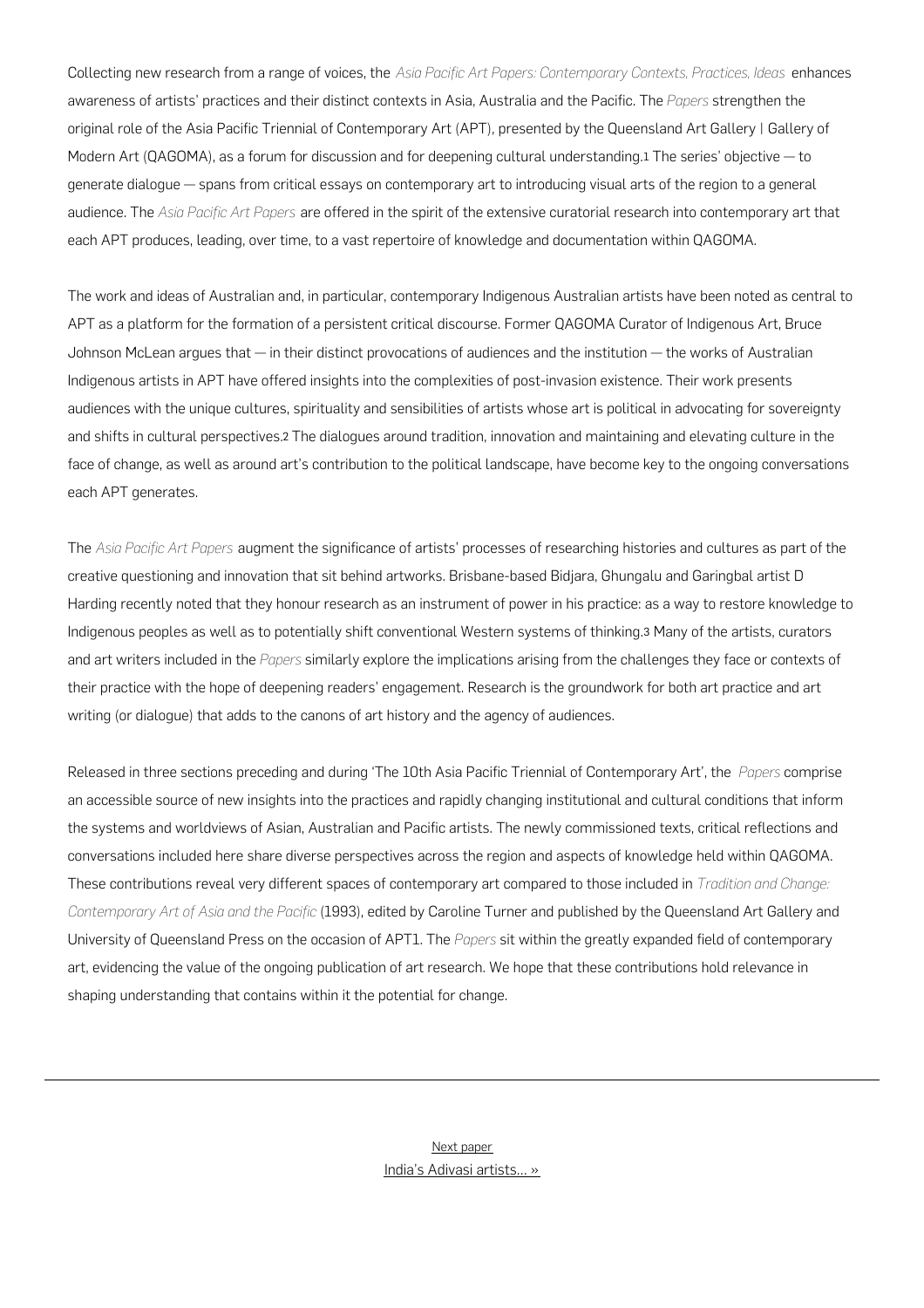Collecting new research from a range of voices, the *Asia Pacific Art Papers: Contemporary Contexts, Practices, Ideas* enhances awareness of artists' practices and their distinct contexts in Asia, Australia and the Pacific. The *Papers* strengthen the original role of the Asia Pacific Triennial of Contemporary Art (APT), presented by the Queensland Art Gallery | Gallery of Modern Art (QAGOMA), as a forum for discussion and for deepening cultural understanding.[1] The series' objective — to generate dialogue — spans from critical essays on contemporary art to introducing visual arts of the region to a general audience. The *Asia Pacific Art Papers* are offered in the spirit of the extensive curatorial research into contemporary art that each APT produces, leading, over time, to a vast repertoire of knowledge and documentation within QAGOMA.

The work and ideas of Australian and, in particular, contemporary Indigenous Australian artists have been noted as central to APT as a platform for the formation of a persistent critical discourse. Former QAGOMA Curator of Indigenous Art, Bruce Johnson McLean argues that — in their distinct provocations of audiences and the institution — the works of Australian Indigenous artists in APT have offered insights into the complexities of post-invasion existence. Their work presents audiences with the unique cultures, spirituality and sensibilities of artists whose art is political in advocating for sovereignty and shifts in cultural perspectives.[2] The dialogues around tradition, innovation and maintaining and elevating culture in the face of change, as well as around art's contribution to the political landscape, have become key to the ongoing conversations each APT generates.

The *Asia Pacific Art Papers* augment the significance of artists' processes of researching histories and cultures as part of the creative questioning and innovation that sit behind artworks. Brisbane-based Bidjara, Ghungalu and Garingbal artist D Harding recently noted that they honour research as an instrument of power in his practice: as a way to restore knowledge to Indigenous peoples as well as to potentially shift conventional Western systems of thinking.[3] Many of the artists, curators and art writers included in the *Papers* similarly explore the implications arising from the challenges they face or contexts of their practice with the hope of deepening readers' engagement. Research is the groundwork for both art practice and art writing (or dialogue) that adds to the canons of art history and the agency of audiences.

Released in three sections preceding and during 'The 10th Asia Pacific Triennial of Contemporary Art', the *Papers* comprise an accessible source of new insights into the practices and rapidly changing institutional and cultural conditions that inform the systems and worldviews of Asian, Australian and Pacific artists. The newly commissioned texts, critical reflections and conversations included here share diverse perspectives across the region and aspects of knowledge held within QAGOMA. These contributions reveal very different spaces of contemporary art compared to those included in *Tradition and Change: Contemporary Art of Asia and the Pacific* (1993), edited by Caroline Turner and published by the Queensland Art Gallery and University of Queensland Press on the occasion of APT1. The *Papers* sit within the greatly expanded field of contemporary art, evidencing the value of the ongoing publication of art research. We hope that these contributions hold relevance in shaping understanding that contains within it the potential for change.

---

Next paper
India's Adivasi artists... »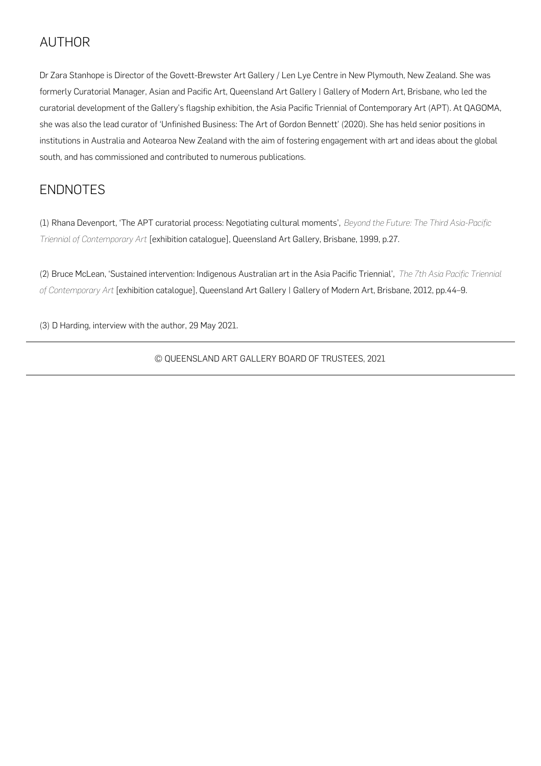## AUTHOR

Dr Zara Stanhope is Director of the Govett-Brewster Art Gallery / Len Lye Centre in New Plymouth, New Zealand. She was formerly Curatorial Manager, Asian and Pacific Art, Queensland Art Gallery | Gallery of Modern Art, Brisbane, who led the curatorial development of the Gallery's flagship exhibition, the Asia Pacific Triennial of Contemporary Art (APT). At QAGOMA, she was also the lead curator of 'Unfinished Business: The Art of Gordon Bennett' (2020). She has held senior positions in institutions in Australia and Aotearoa New Zealand with the aim of fostering engagement with art and ideas about the global south, and has commissioned and contributed to numerous publications.

## ENDNOTES

(1) Rhana Devenport, 'The APT curatorial process: Negotiating cultural moments', *Beyond the Future: The Third Asia-Pacific Triennial of Contemporary Art* [exhibition catalogue], Queensland Art Gallery, Brisbane, 1999, p.27.

(2) Bruce McLean, 'Sustained intervention: Indigenous Australian art in the Asia Pacific Triennial', *The 7th Asia Pacific Triennial of Contemporary Art* [exhibition catalogue], Queensland Art Gallery | Gallery of Modern Art, Brisbane, 2012, pp.44–9.

(3) D Harding, interview with the author, 29 May 2021.

© QUEENSLAND ART GALLERY BOARD OF TRUSTEES, 2021